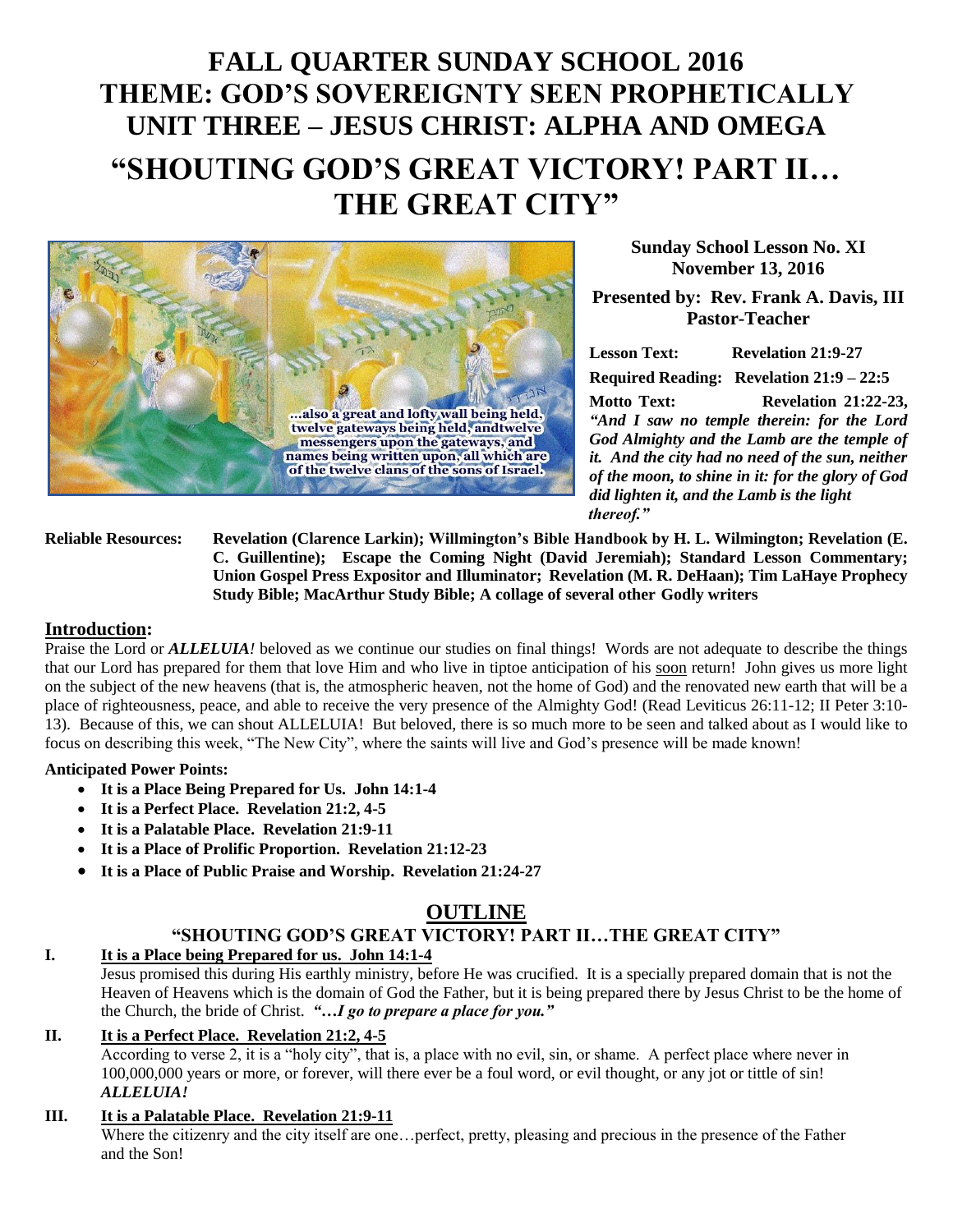# FALL QUARTER SUNDAY SCHOOL 2016
# THEME: GOD'S SOVEREIGNTY SEEN PROPHETICALLY
# UNIT THREE – JESUS CHRIST: ALPHA AND OMEGA
# "SHOUTING GOD'S GREAT VICTORY! PART II… THE GREAT CITY"

...also a great and lofty wall being held, twelve gateways being held, andtwelve messengers upon the gateways, and names being written upon, all which are of the twelve clans of the sons of Israel.

**Sunday School Lesson No. XI**
**November 13, 2016**

**Presented by: Rev. Frank A. Davis, III**
**Pastor-Teacher**

**Lesson Text:** **Revelation 21:9-27**

**Required Reading:** **Revelation 21:9 – 22:5**

**Motto Text:** **Revelation 21:22-23,** ***"And I saw no temple therein: for the Lord God Almighty and the Lamb are the temple of it. And the city had no need of the sun, neither of the moon, to shine in it: for the glory of God did lighten it, and the Lamb is the light thereof."***

**Reliable Resources:** **Revelation (Clarence Larkin); Willmington's Bible Handbook by H. L. Wilmington; Revelation (E. C. Guillentine); Escape the Coming Night (David Jeremiah); Standard Lesson Commentary; Union Gospel Press Expositor and Illuminator; Revelation (M. R. DeHaan); Tim LaHaye Prophecy Study Bible; MacArthur Study Bible; A collage of several other Godly writers**

## Introduction:

Praise the Lord or ***ALLELUIA!*** beloved as we continue our studies on final things! Words are not adequate to describe the things that our Lord has prepared for them that love Him and who live in tiptoe anticipation of his soon return! John gives us more light on the subject of the new heavens (that is, the atmospheric heaven, not the home of God) and the renovated new earth that will be a place of righteousness, peace, and able to receive the very presence of the Almighty God! (Read Leviticus 26:11-12; II Peter 3:10-13). Because of this, we can shout ALLELUIA! But beloved, there is so much more to be seen and talked about as I would like to focus on describing this week, "The New City", where the saints will live and God's presence will be made known!

**Anticipated Power Points:**

- **It is a Place Being Prepared for Us. John 14:1-4**
- **It is a Perfect Place. Revelation 21:2, 4-5**
- **It is a Palatable Place. Revelation 21:9-11**
- **It is a Place of Prolific Proportion. Revelation 21:12-23**
- **It is a Place of Public Praise and Worship. Revelation 21:24-27**

## OUTLINE

### "SHOUTING GOD'S GREAT VICTORY! PART II…THE GREAT CITY"

**I. It is a Place being Prepared for us. John 14:1-4**

Jesus promised this during His earthly ministry, before He was crucified. It is a specially prepared domain that is not the Heaven of Heavens which is the domain of God the Father, but it is being prepared there by Jesus Christ to be the home of the Church, the bride of Christ. ***"…I go to prepare a place for you."***

**II. It is a Perfect Place. Revelation 21:2, 4-5**

According to verse 2, it is a "holy city", that is, a place with no evil, sin, or shame. A perfect place where never in 100,000,000 years or more, or forever, will there ever be a foul word, or evil thought, or any jot or tittle of sin! ***ALLELUIA!***

**III. It is a Palatable Place. Revelation 21:9-11**

Where the citizenry and the city itself are one…perfect, pretty, pleasing and precious in the presence of the Father and the Son!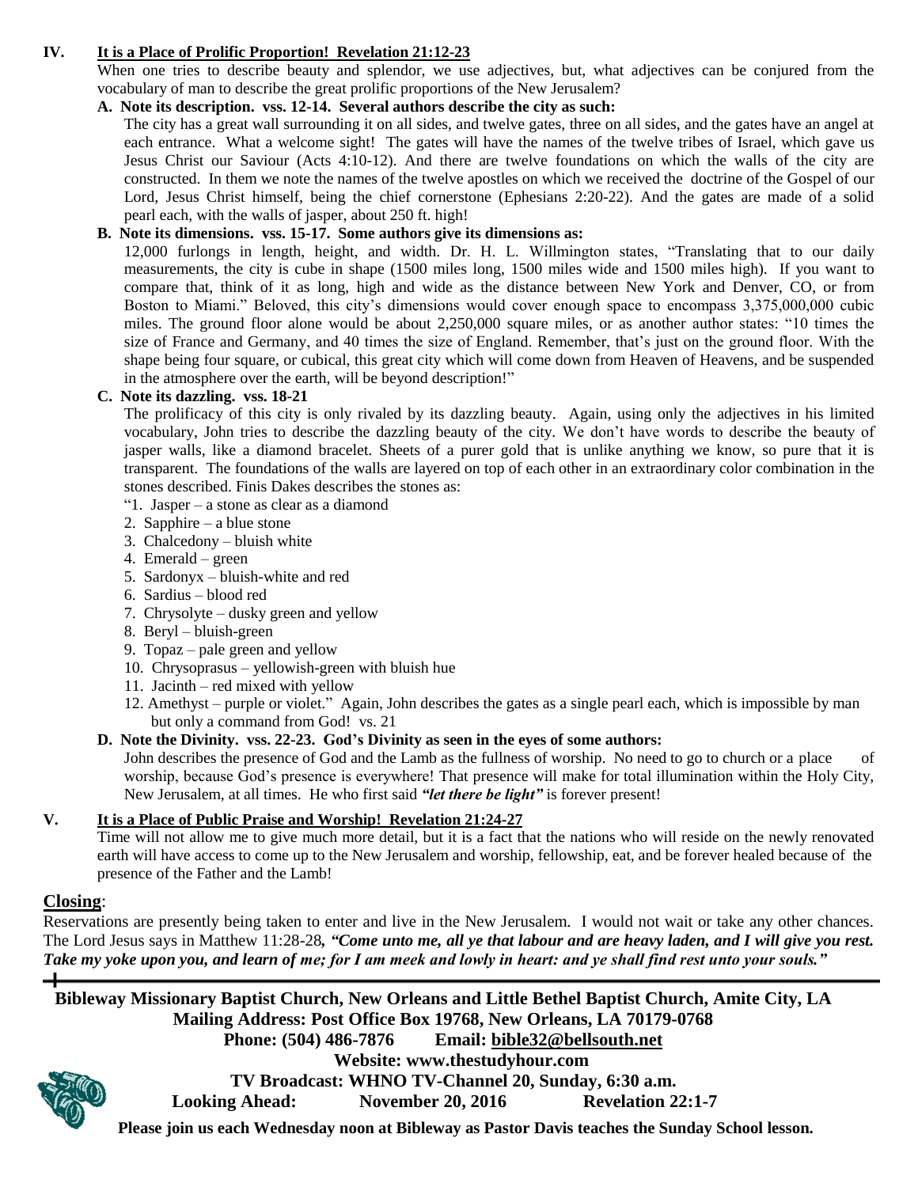**IV. It is a Place of Prolific Proportion! Revelation 21:12-23**

When one tries to describe beauty and splendor, we use adjectives, but, what adjectives can be conjured from the vocabulary of man to describe the great prolific proportions of the New Jerusalem?

**A. Note its description. vss. 12-14. Several authors describe the city as such:**

The city has a great wall surrounding it on all sides, and twelve gates, three on all sides, and the gates have an angel at each entrance. What a welcome sight! The gates will have the names of the twelve tribes of Israel, which gave us Jesus Christ our Saviour (Acts 4:10-12). And there are twelve foundations on which the walls of the city are constructed. In them we note the names of the twelve apostles on which we received the doctrine of the Gospel of our Lord, Jesus Christ himself, being the chief cornerstone (Ephesians 2:20-22). And the gates are made of a solid pearl each, with the walls of jasper, about 250 ft. high!

**B. Note its dimensions. vss. 15-17. Some authors give its dimensions as:**

12,000 furlongs in length, height, and width. Dr. H. L. Willmington states, "Translating that to our daily measurements, the city is cube in shape (1500 miles long, 1500 miles wide and 1500 miles high). If you want to compare that, think of it as long, high and wide as the distance between New York and Denver, CO, or from Boston to Miami." Beloved, this city's dimensions would cover enough space to encompass 3,375,000,000 cubic miles. The ground floor alone would be about 2,250,000 square miles, or as another author states: "10 times the size of France and Germany, and 40 times the size of England. Remember, that's just on the ground floor. With the shape being four square, or cubical, this great city which will come down from Heaven of Heavens, and be suspended in the atmosphere over the earth, will be beyond description!"

**C. Note its dazzling. vss. 18-21**

The prolificacy of this city is only rivaled by its dazzling beauty. Again, using only the adjectives in his limited vocabulary, John tries to describe the dazzling beauty of the city. We don't have words to describe the beauty of jasper walls, like a diamond bracelet. Sheets of a purer gold that is unlike anything we know, so pure that it is transparent. The foundations of the walls are layered on top of each other in an extraordinary color combination in the stones described. Finis Dakes describes the stones as:

"1. Jasper – a stone as clear as a diamond
2. Sapphire – a blue stone
3. Chalcedony – bluish white
4. Emerald – green
5. Sardonyx – bluish-white and red
6. Sardius – blood red
7. Chrysolyte – dusky green and yellow
8. Beryl – bluish-green
9. Topaz – pale green and yellow
10. Chrysoprasus – yellowish-green with bluish hue
11. Jacinth – red mixed with yellow
12. Amethyst – purple or violet." Again, John describes the gates as a single pearl each, which is impossible by man but only a command from God! vs. 21

**D. Note the Divinity. vss. 22-23. God's Divinity as seen in the eyes of some authors:**

John describes the presence of God and the Lamb as the fullness of worship. No need to go to church or a place of worship, because God's presence is everywhere! That presence will make for total illumination within the Holy City, New Jerusalem, at all times. He who first said ***"let there be light"*** is forever present!

**V. It is a Place of Public Praise and Worship! Revelation 21:24-27**

Time will not allow me to give much more detail, but it is a fact that the nations who will reside on the newly renovated earth will have access to come up to the New Jerusalem and worship, fellowship, eat, and be forever healed because of the presence of the Father and the Lamb!

## Closing:

Reservations are presently being taken to enter and live in the New Jerusalem. I would not wait or take any other chances. The Lord Jesus says in Matthew 11:28-28, ***"Come unto me, all ye that labour and are heavy laden, and I will give you rest. Take my yoke upon you, and learn of me; for I am meek and lowly in heart: and ye shall find rest unto your souls."***

**Bibleway Missionary Baptist Church, New Orleans and Little Bethel Baptist Church, Amite City, LA**
**Mailing Address: Post Office Box 19768, New Orleans, LA 70179-0768**
**Phone: (504) 486-7876 Email: bible32@bellsouth.net**
**Website: www.thestudyhour.com**
**TV Broadcast: WHNO TV-Channel 20, Sunday, 6:30 a.m.**
**Looking Ahead: November 20, 2016 Revelation 22:1-7**

**Please join us each Wednesday noon at Bibleway as Pastor Davis teaches the Sunday School lesson.**